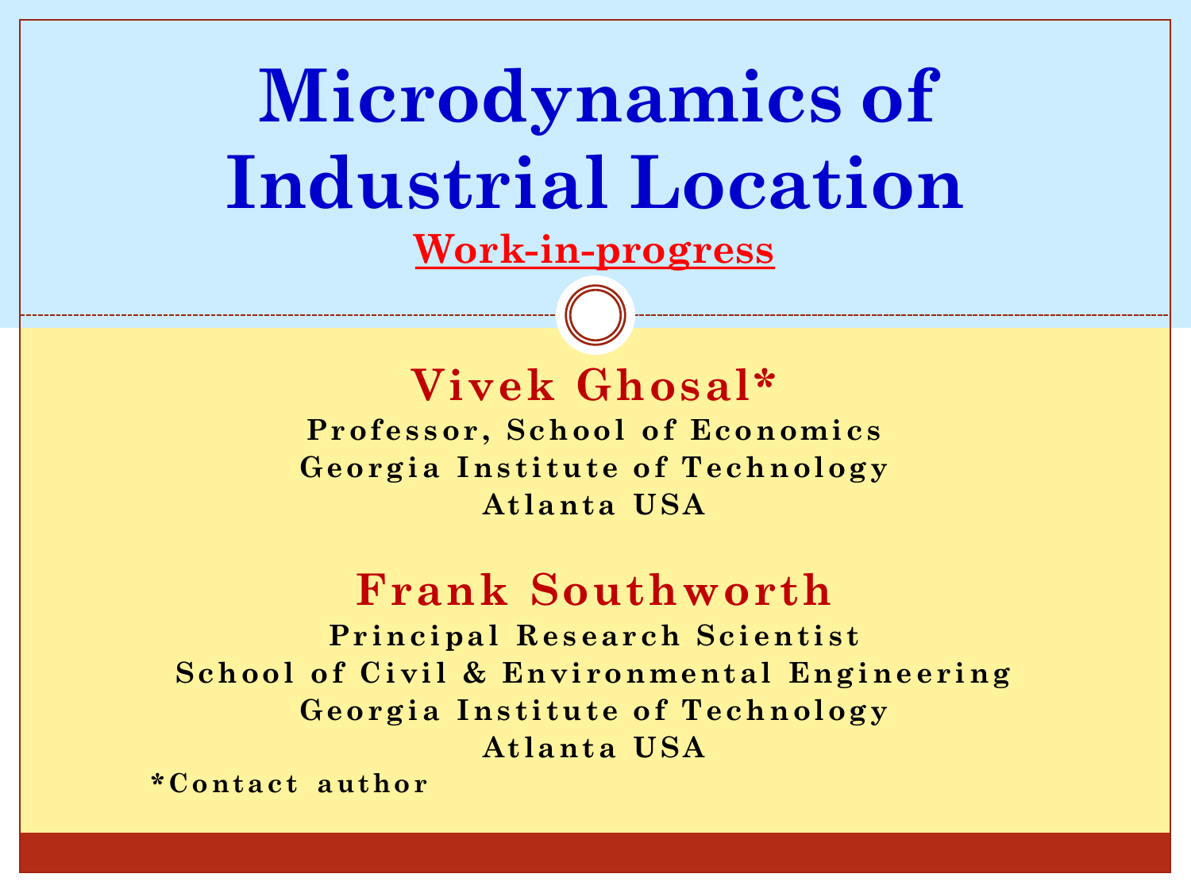# Microdynamics of Industrial Location

**Work-in-progress**

**Vivek Ghosal***

**Professor, School of Economics**
**Georgia Institute of Technology**
**Atlanta USA**

**Frank Southworth**

**Principal Research Scientist**
**School of Civil & Environmental Engineering**
**Georgia Institute of Technology**
**Atlanta USA**

***Contact author**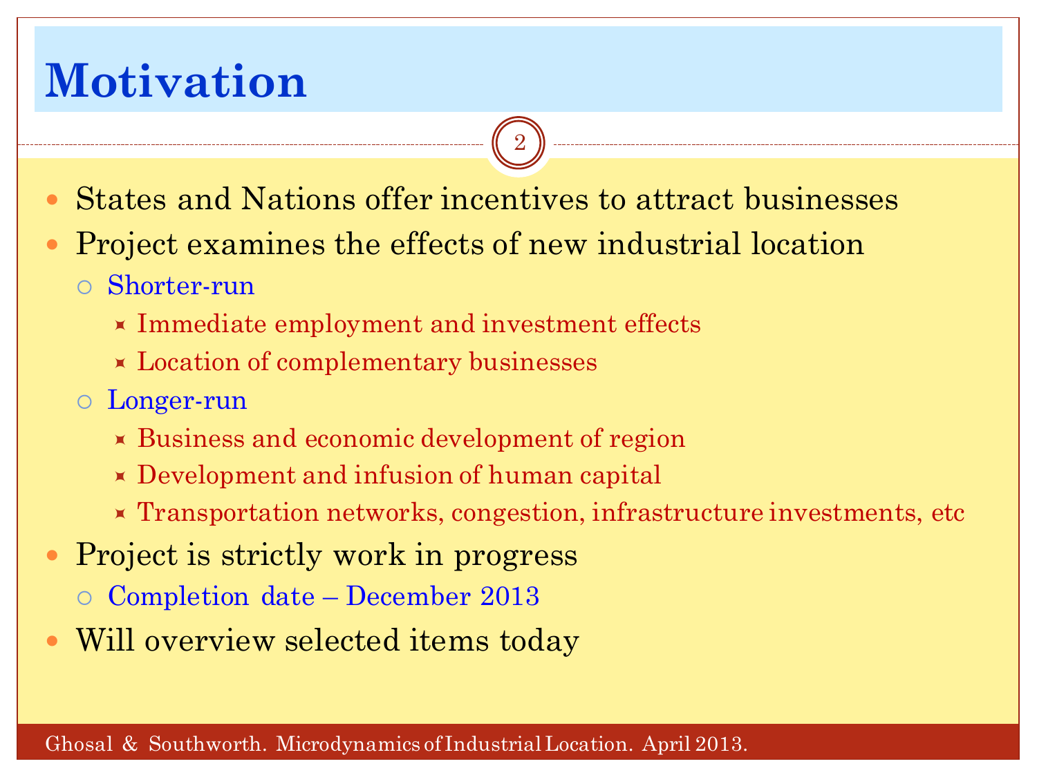# Motivation

- States and Nations offer incentives to attract businesses
- Project examines the effects of new industrial location
  - Shorter-run
    - Immediate employment and investment effects
    - Location of complementary businesses
  - Longer-run
    - Business and economic development of region
    - Development and infusion of human capital
    - Transportation networks, congestion, infrastructure investments, etc
- Project is strictly work in progress
  - Completion date – December 2013
- Will overview selected items today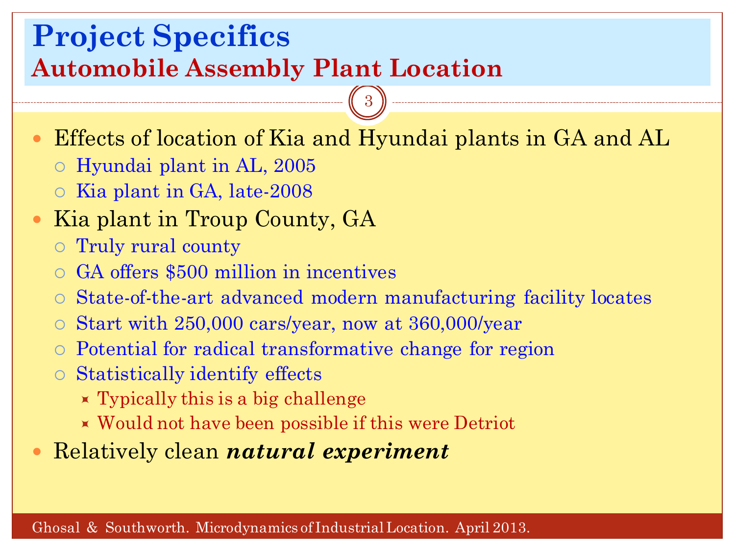# Project Specifics

## Automobile Assembly Plant Location

- Effects of location of Kia and Hyundai plants in GA and AL
  - Hyundai plant in AL, 2005
  - Kia plant in GA, late-2008
- Kia plant in Troup County, GA
  - Truly rural county
  - GA offers $500 million in incentives
  - State-of-the-art advanced modern manufacturing facility locates
  - Start with 250,000 cars/year, now at 360,000/year
  - Potential for radical transformative change for region
  - Statistically identify effects
    - Typically this is a big challenge
    - Would not have been possible if this were Detriot
- Relatively clean ***natural experiment***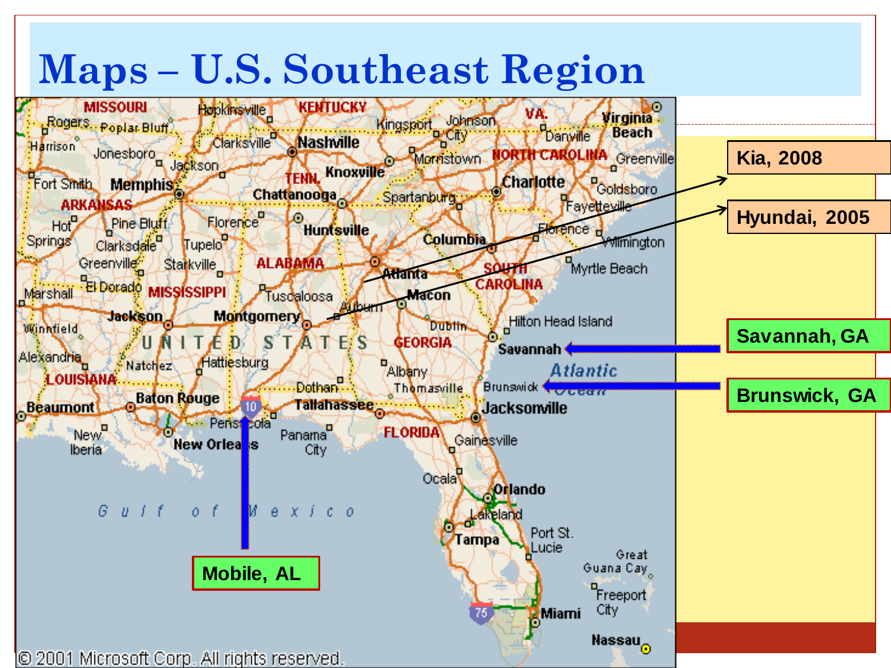# Maps – U.S. Southeast Region

Kia, 2008

Hyundai, 2005

Savannah, GA

Brunswick, GA

Mobile, AL

© 2001 Microsoft Corp. All rights reserved.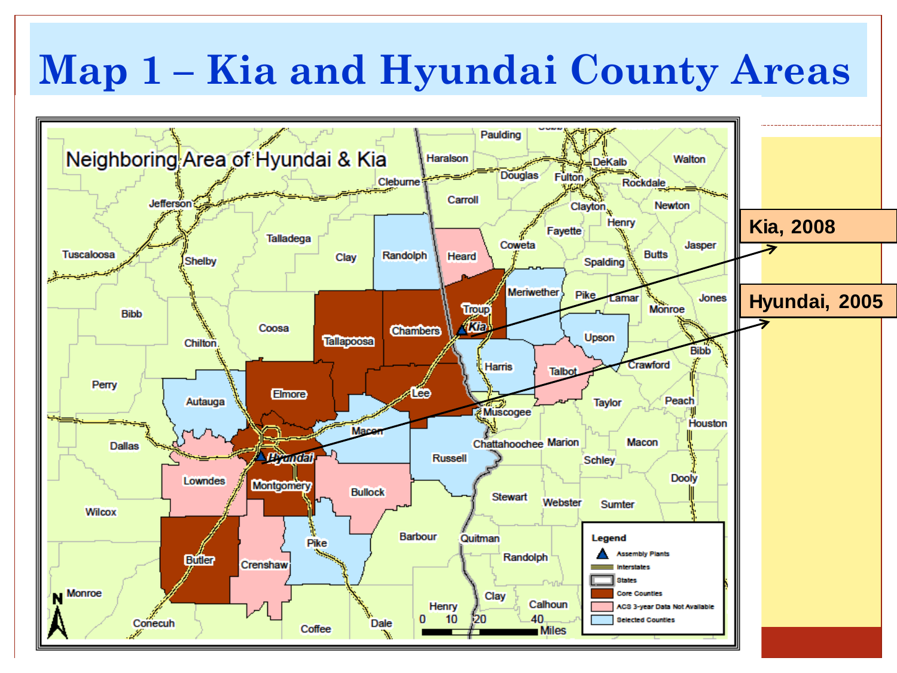# Map 1 – Kia and Hyundai County Areas

Neighboring Area of Hyundai & Kia

Kia, 2008

Hyundai, 2005

Legend

- Assembly Plants
- Interstates
- States
- Core Counties
- ACS 3-year Data Not Available
- Selected Counties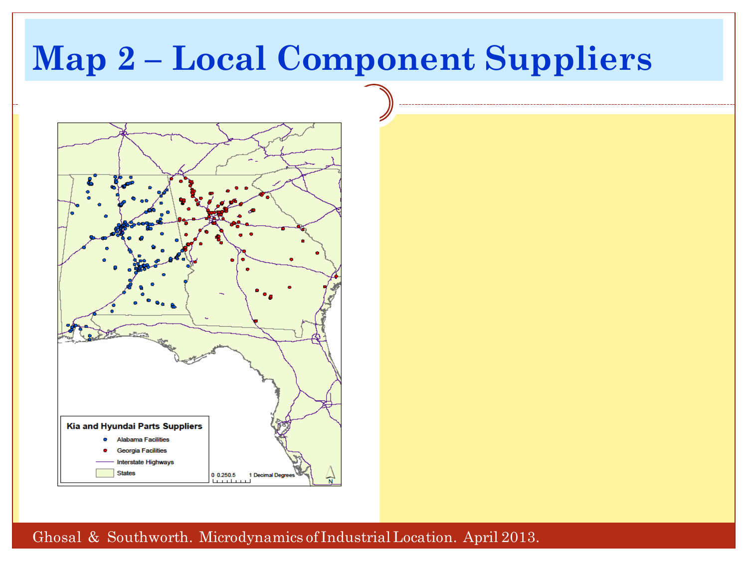# Map 2 – Local Component Suppliers

**Kia and Hyundai Parts Suppliers**

- Alabama Facilities
- Georgia Facilities
- Interstate Highways
- States

0 0.250.5 1 Decimal Degrees

N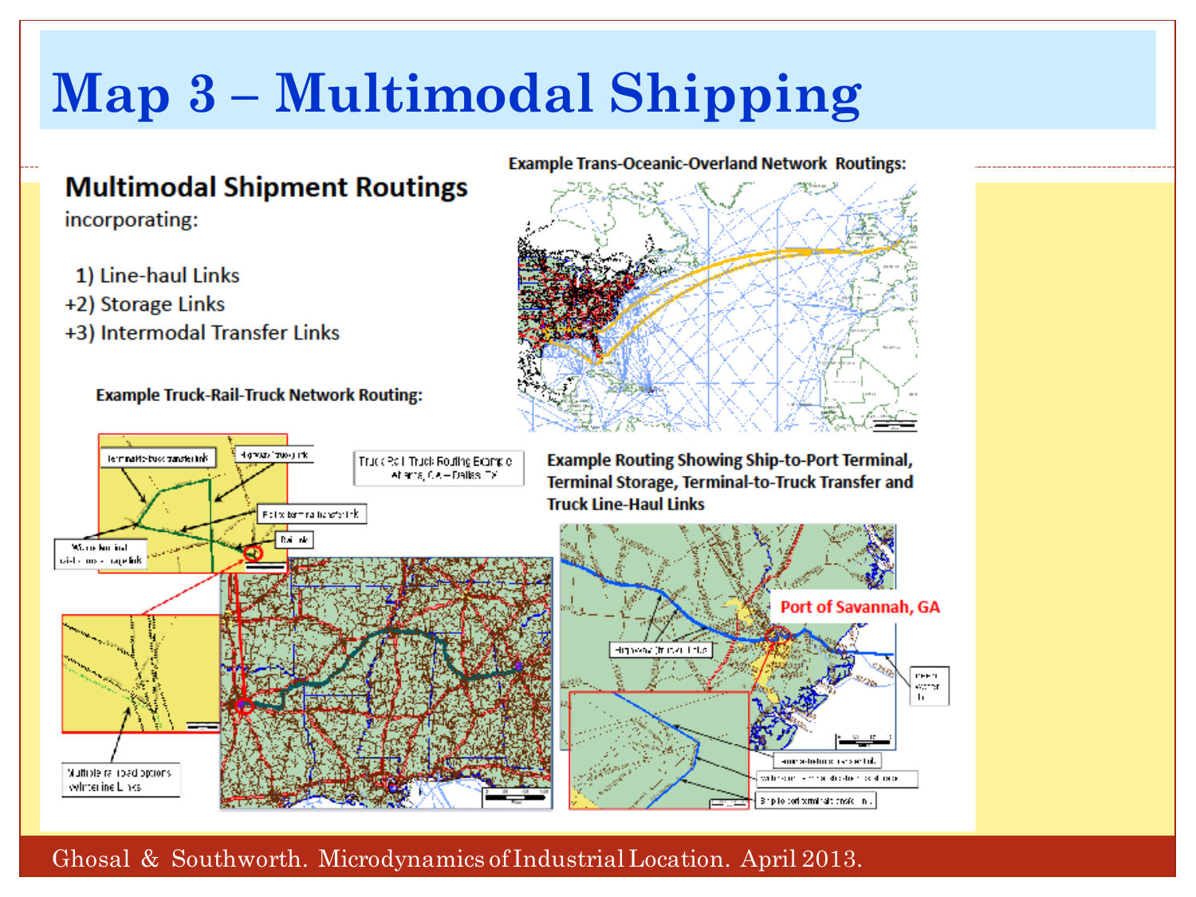# Map 3 – Multimodal Shipping

## Multimodal Shipment Routings

incorporating:

1) Line-haul Links
+2) Storage Links
+3) Intermodal Transfer Links

**Example Trans-Oceanic-Overland Network Routings:**

**Example Truck-Rail-Truck Network Routing:**

Truck-Rail-Truck Routing Example
Atlanta, GA – Dallas, TX

**Example Routing Showing Ship-to-Port Terminal, Terminal Storage, Terminal-to-Truck Transfer and Truck Line-Haul Links**

Port of Savannah, GA

Ghosal & Southworth. Microdynamics of Industrial Location. April 2013.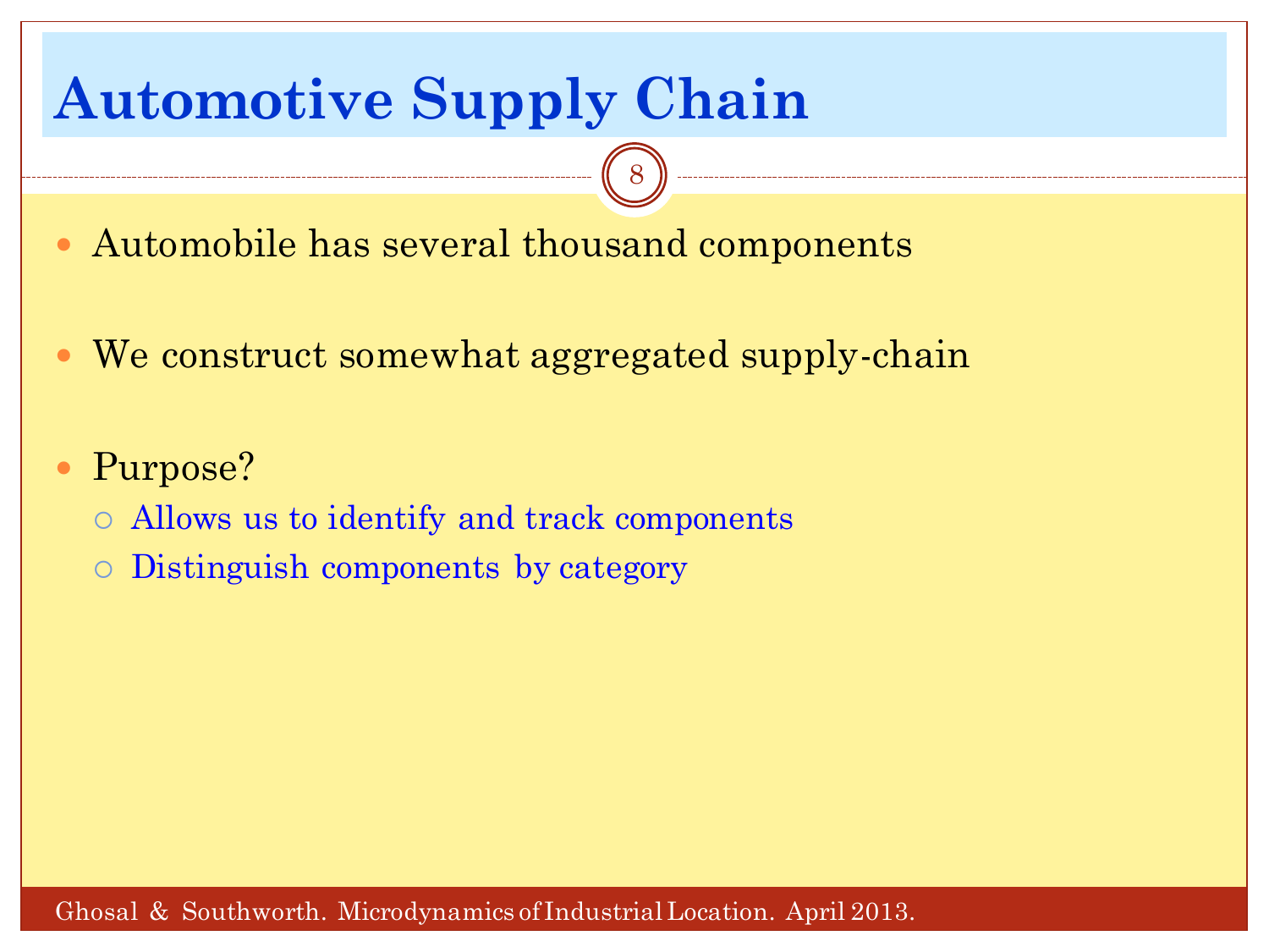# Automotive Supply Chain

- Automobile has several thousand components
- We construct somewhat aggregated supply-chain
- Purpose?
  - Allows us to identify and track components
  - Distinguish components by category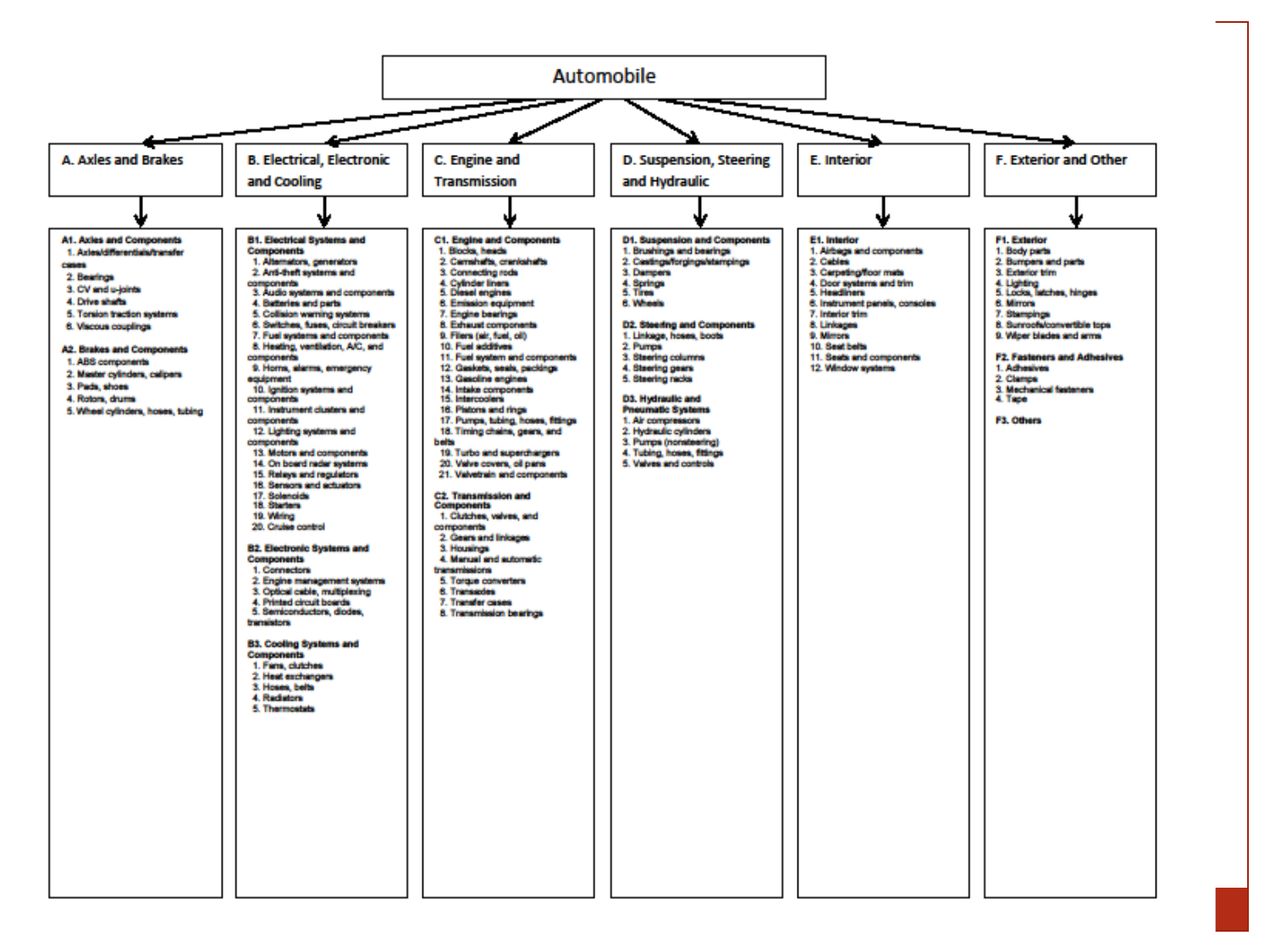# Automobile

## A. Axles and Brakes

**A1. Axles and Components**
1. Axles/differentials/transfer cases
2. Bearings
3. CV and u-joints
4. Drive shafts
5. Torsion traction systems
6. Viscous couplings

**A2. Brakes and Components**
1. ABS components
2. Master cylinders, calipers
3. Pads, shoes
4. Rotors, drums
5. Wheel cylinders, hoses, tubing

## B. Electrical, Electronic and Cooling

**B1. Electrical Systems and Components**
1. Alternators, generators
2. Anti-theft systems and components
3. Audio systems and components
4. Batteries and parts
5. Collision warning systems
6. Switches, fuses, circuit breakers
7. Fuel systems and components
8. Heating, ventilation, A/C, and components
9. Horns, alarms, emergency equipment
10. Ignition systems and components
11. Instrument clusters and components
12. Lighting systems and components
13. Motors and components
14. On board radar systems
15. Relays and regulators
16. Sensors and actuators
17. Solenoids
18. Starters
19. Wiring
20. Cruise control

**B2. Electronic Systems and Components**
1. Connectors
2. Engine management systems
3. Optical cable, multiplexing
4. Printed circuit boards
5. Semiconductors, diodes, transistors

**B3. Cooling Systems and Components**
1. Fans, clutches
2. Heat exchangers
3. Hoses, belts
4. Radiators
5. Thermostats

## C. Engine and Transmission

**C1. Engine and Components**
1. Blocks, heads
2. Camshafts, crankshafts
3. Connecting rods
4. Cylinder liners
5. Diesel engines
6. Emission equipment
7. Engine bearings
8. Exhaust components
9. Filters (air, fuel, oil)
10. Fuel additives
11. Fuel system and components
12. Gaskets, seals, packings
13. Gasoline engines
14. Intake components
15. Intercoolers
16. Pistons and rings
17. Pumps, tubing, hoses, fittings
18. Timing chains, gears, and belts
19. Turbo and superchargers
20. Valve covers, oil pans
21. Valvetrain and components

**C2. Transmission and Components**
1. Clutches, valves, and components
2. Gears and linkages
3. Housings
4. Manual and automatic transmissions
5. Torque converters
6. Transaxles
7. Transfer cases
8. Transmission bearings

## D. Suspension, Steering and Hydraulic

**D1. Suspension and Components**
1. Bushings and bearings
2. Castings/forgings/stampings
3. Dampers
4. Springs
5. Tires
6. Wheels

**D2. Steering and Components**
1. Linkage, hoses, boots
2. Pumps
3. Steering columns
4. Steering gears
5. Steering racks

**D3. Hydraulic and Pneumatic Systems**
1. Air compressors
2. Hydraulic cylinders
3. Pumps (nonsteering)
4. Tubing, hoses, fittings
5. Valves and controls

## E. Interior

**E1. Interior**
1. Airbags and components
2. Cables
3. Carpeting/floor mats
4. Door systems and trim
5. Headliners
6. Instrument panels, consoles
7. Interior trim
8. Linkages
9. Mirrors
10. Seat belts
11. Seats and components
12. Window systems

## F. Exterior and Other

**F1. Exterior**
1. Body parts
2. Bumpers and parts
3. Exterior trim
4. Lighting
5. Locks, latches, hinges
6. Mirrors
7. Stampings
8. Sunroofs/convertible tops
9. Wiper blades and arms

**F2. Fasteners and Adhesives**
1. Adhesives
2. Clamps
3. Mechanical fasteners
4. Tape

**F3. Others**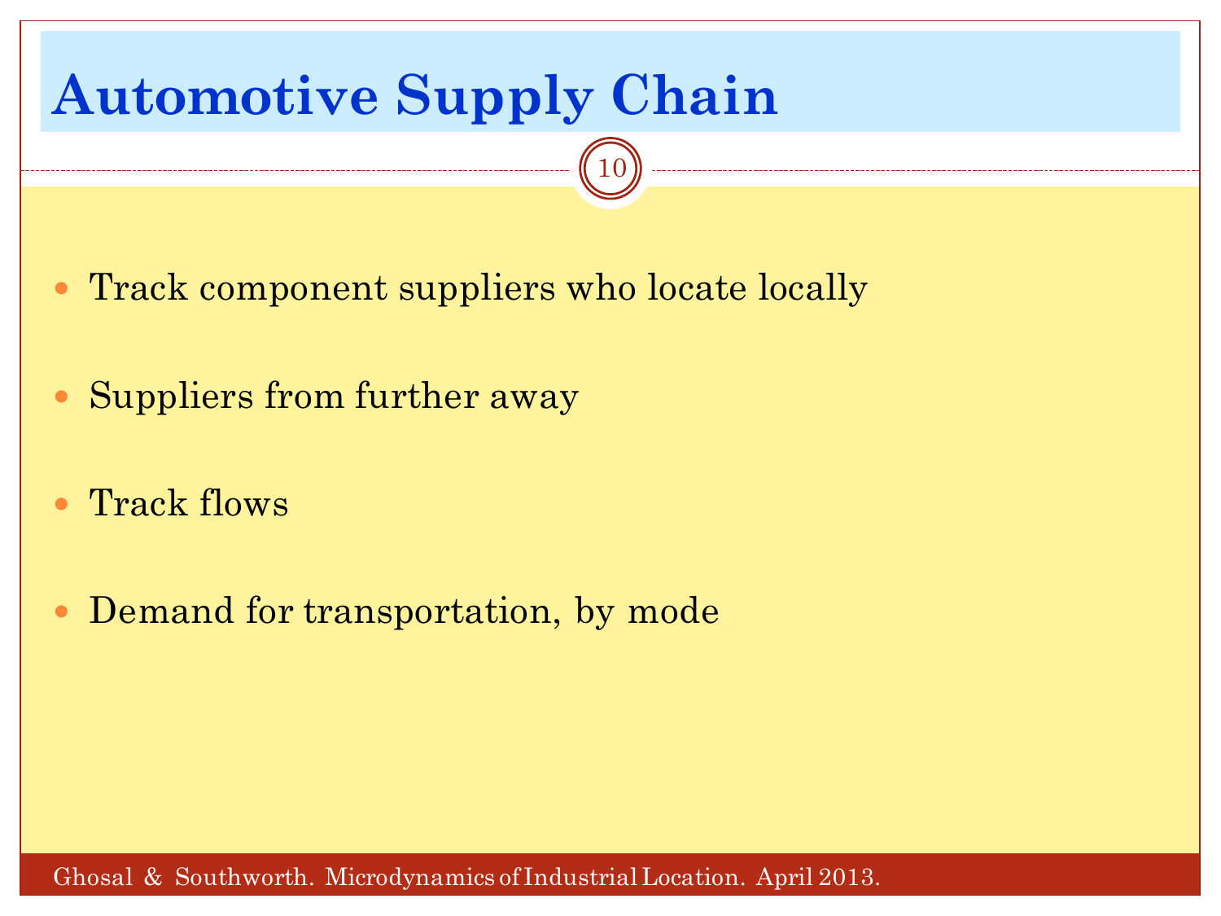# Automotive Supply Chain

- Track component suppliers who locate locally
- Suppliers from further away
- Track flows
- Demand for transportation, by mode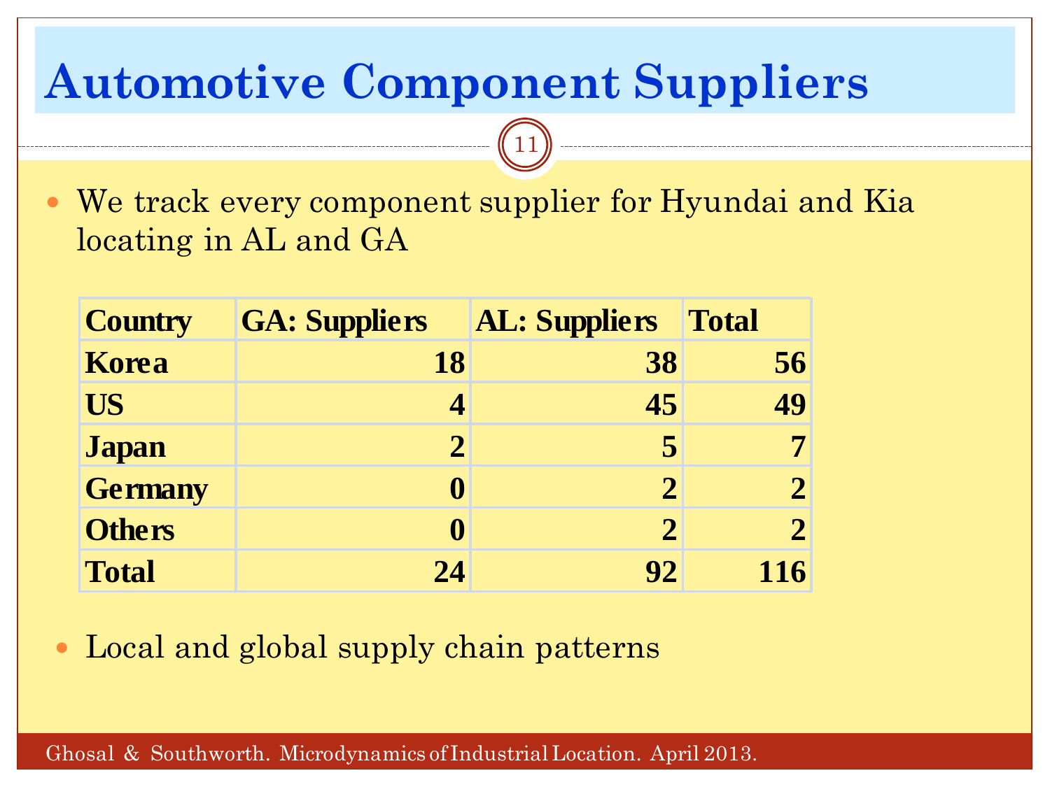# Automotive Component Suppliers

- We track every component supplier for Hyundai and Kia locating in AL and GA

| Country | GA: Suppliers | AL: Suppliers | Total |
|---|---|---|---|
| Korea | 18 | 38 | 56 |
| US | 4 | 45 | 49 |
| Japan | 2 | 5 | 7 |
| Germany | 0 | 2 | 2 |
| Others | 0 | 2 | 2 |
| Total | 24 | 92 | 116 |

- Local and global supply chain patterns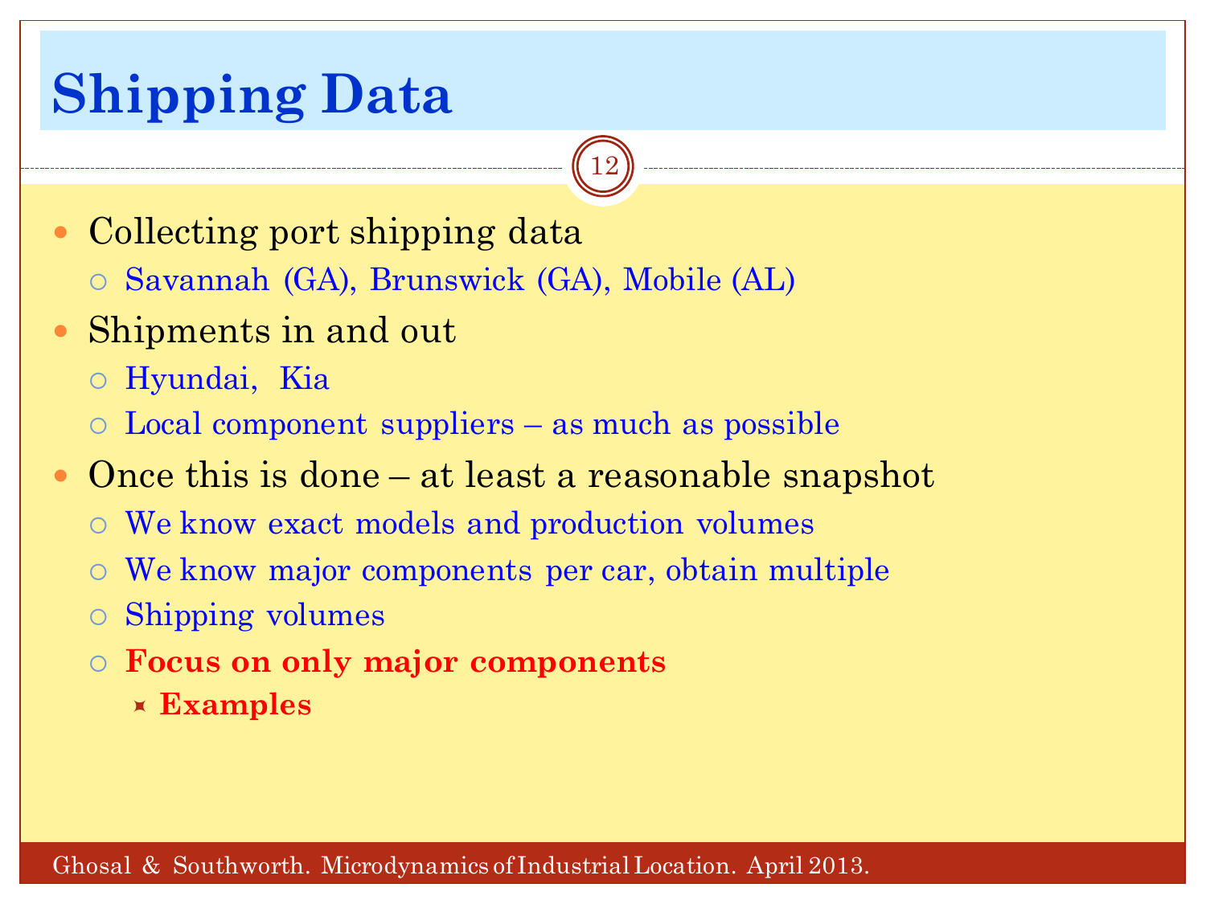# Shipping Data

- Collecting port shipping data
  - Savannah (GA), Brunswick (GA), Mobile (AL)
- Shipments in and out
  - Hyundai, Kia
  - Local component suppliers – as much as possible
- Once this is done – at least a reasonable snapshot
  - We know exact models and production volumes
  - We know major components per car, obtain multiple
  - Shipping volumes
  - **Focus on only major components**
    - **Examples**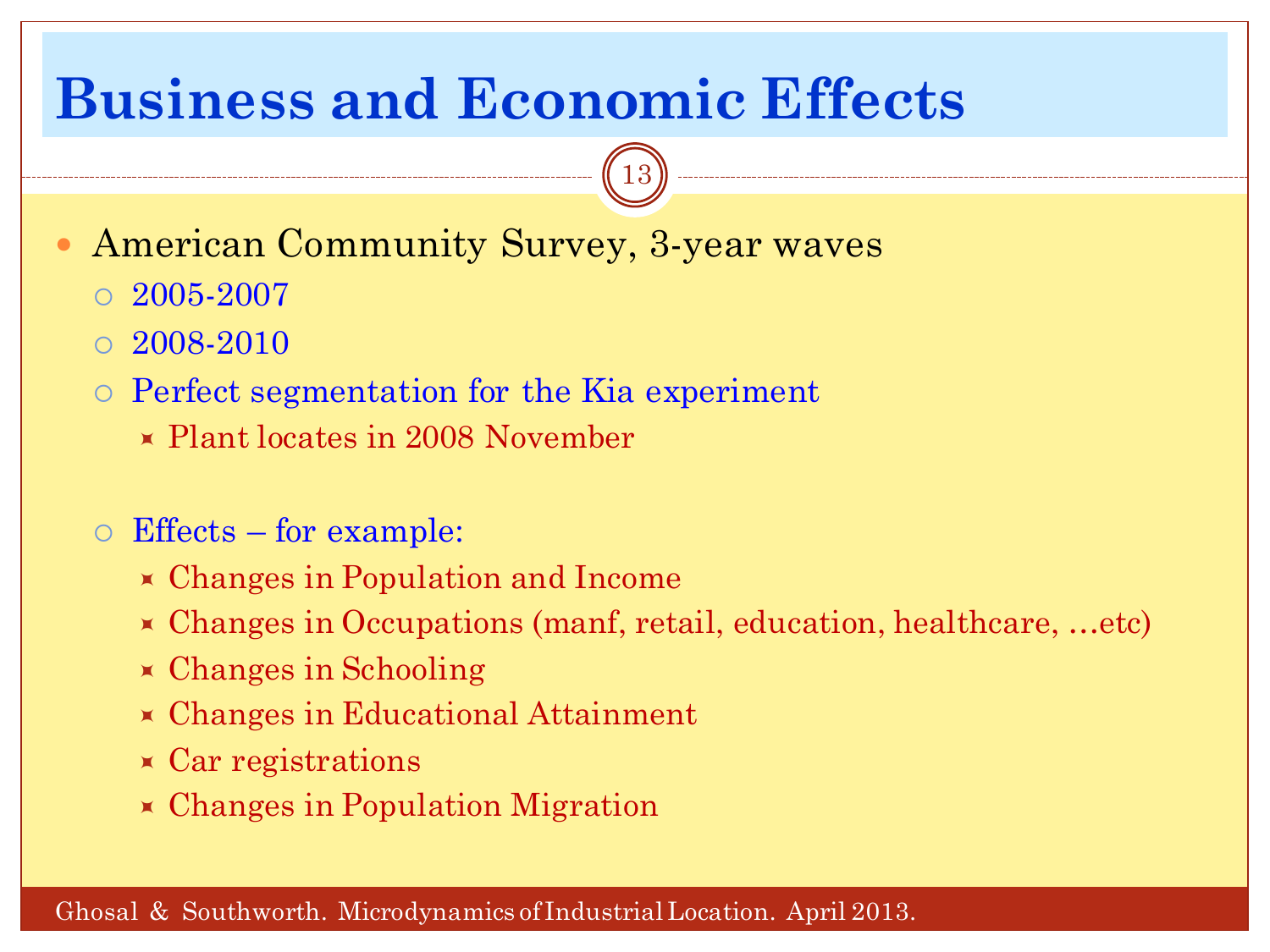# Business and Economic Effects

- American Community Survey, 3-year waves
  - 2005-2007
  - 2008-2010
  - Perfect segmentation for the Kia experiment
    - Plant locates in 2008 November
  - Effects – for example:
    - Changes in Population and Income
    - Changes in Occupations (manf, retail, education, healthcare, …etc)
    - Changes in Schooling
    - Changes in Educational Attainment
    - Car registrations
    - Changes in Population Migration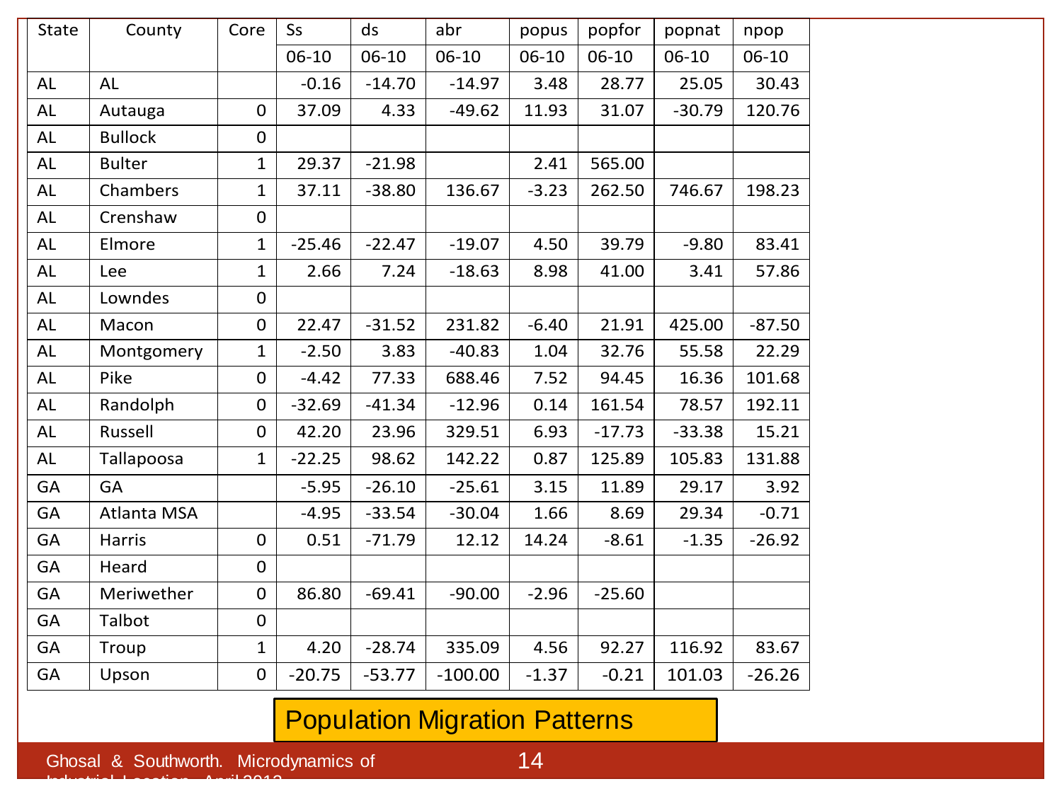| State | County | Core | Ss | ds | abr | popus | popfor | popnat | npop |
|---|---|---|---|---|---|---|---|---|---|
| | | | 06-10 | 06-10 | 06-10 | 06-10 | 06-10 | 06-10 | 06-10 |
| AL | AL | | -0.16 | -14.70 | -14.97 | 3.48 | 28.77 | 25.05 | 30.43 |
| AL | Autauga | 0 | 37.09 | 4.33 | -49.62 | 11.93 | 31.07 | -30.79 | 120.76 |
| AL | Bullock | 0 | | | | | | | |
| AL | Bulter | 1 | 29.37 | -21.98 | | 2.41 | 565.00 | | |
| AL | Chambers | 1 | 37.11 | -38.80 | 136.67 | -3.23 | 262.50 | 746.67 | 198.23 |
| AL | Crenshaw | 0 | | | | | | | |
| AL | Elmore | 1 | -25.46 | -22.47 | -19.07 | 4.50 | 39.79 | -9.80 | 83.41 |
| AL | Lee | 1 | 2.66 | 7.24 | -18.63 | 8.98 | 41.00 | 3.41 | 57.86 |
| AL | Lowndes | 0 | | | | | | | |
| AL | Macon | 0 | 22.47 | -31.52 | 231.82 | -6.40 | 21.91 | 425.00 | -87.50 |
| AL | Montgomery | 1 | -2.50 | 3.83 | -40.83 | 1.04 | 32.76 | 55.58 | 22.29 |
| AL | Pike | 0 | -4.42 | 77.33 | 688.46 | 7.52 | 94.45 | 16.36 | 101.68 |
| AL | Randolph | 0 | -32.69 | -41.34 | -12.96 | 0.14 | 161.54 | 78.57 | 192.11 |
| AL | Russell | 0 | 42.20 | 23.96 | 329.51 | 6.93 | -17.73 | -33.38 | 15.21 |
| AL | Tallapoosa | 1 | -22.25 | 98.62 | 142.22 | 0.87 | 125.89 | 105.83 | 131.88 |
| GA | GA | | -5.95 | -26.10 | -25.61 | 3.15 | 11.89 | 29.17 | 3.92 |
| GA | Atlanta MSA | | -4.95 | -33.54 | -30.04 | 1.66 | 8.69 | 29.34 | -0.71 |
| GA | Harris | 0 | 0.51 | -71.79 | 12.12 | 14.24 | -8.61 | -1.35 | -26.92 |
| GA | Heard | 0 | | | | | | | |
| GA | Meriwether | 0 | 86.80 | -69.41 | -90.00 | -2.96 | -25.60 | | |
| GA | Talbot | 0 | | | | | | | |
| GA | Troup | 1 | 4.20 | -28.74 | 335.09 | 4.56 | 92.27 | 116.92 | 83.67 |
| GA | Upson | 0 | -20.75 | -53.77 | -100.00 | -1.37 | -0.21 | 101.03 | -26.26 |

**Population Migration Patterns**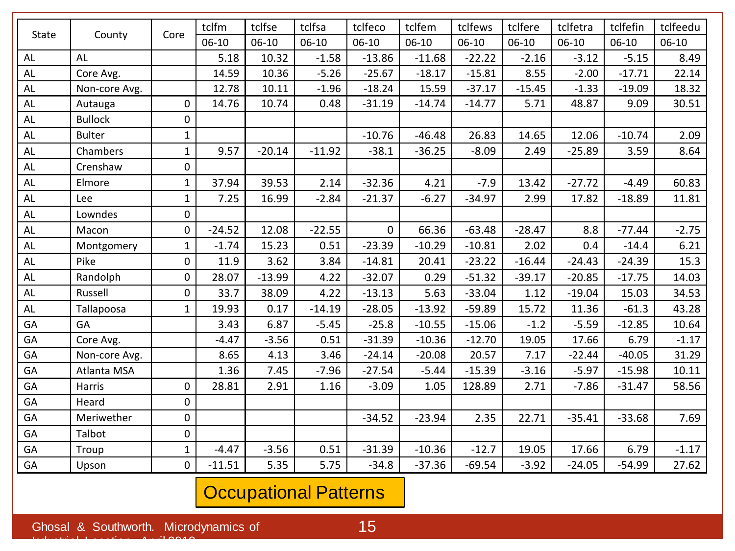| State | County | Core | tclfm | tclfse | tclfsa | tclfeco | tclfem | tclfews | tclfere | tclfetra | tclfefin | tclfeedu |
|---|---|---|---|---|---|---|---|---|---|---|---|---|
| | | | 06-10 | 06-10 | 06-10 | 06-10 | 06-10 | 06-10 | 06-10 | 06-10 | 06-10 | 06-10 |
| AL | AL | | 5.18 | 10.32 | -1.58 | -13.86 | -11.68 | -22.22 | -2.16 | -3.12 | -5.15 | 8.49 |
| AL | Core Avg. | | 14.59 | 10.36 | -5.26 | -25.67 | -18.17 | -15.81 | 8.55 | -2.00 | -17.71 | 22.14 |
| AL | Non-core Avg. | | 12.78 | 10.11 | -1.96 | -18.24 | 15.59 | -37.17 | -15.45 | -1.33 | -19.09 | 18.32 |
| AL | Autauga | 0 | 14.76 | 10.74 | 0.48 | -31.19 | -14.74 | -14.77 | 5.71 | 48.87 | 9.09 | 30.51 |
| AL | Bullock | 0 | | | | | | | | | | |
| AL | Bulter | 1 | | | | -10.76 | -46.48 | 26.83 | 14.65 | 12.06 | -10.74 | 2.09 |
| AL | Chambers | 1 | 9.57 | -20.14 | -11.92 | -38.1 | -36.25 | -8.09 | 2.49 | -25.89 | 3.59 | 8.64 |
| AL | Crenshaw | 0 | | | | | | | | | | |
| AL | Elmore | 1 | 37.94 | 39.53 | 2.14 | -32.36 | 4.21 | -7.9 | 13.42 | -27.72 | -4.49 | 60.83 |
| AL | Lee | 1 | 7.25 | 16.99 | -2.84 | -21.37 | -6.27 | -34.97 | 2.99 | 17.82 | -18.89 | 11.81 |
| AL | Lowndes | 0 | | | | | | | | | | |
| AL | Macon | 0 | -24.52 | 12.08 | -22.55 | 0 | 66.36 | -63.48 | -28.47 | 8.8 | -77.44 | -2.75 |
| AL | Montgomery | 1 | -1.74 | 15.23 | 0.51 | -23.39 | -10.29 | -10.81 | 2.02 | 0.4 | -14.4 | 6.21 |
| AL | Pike | 0 | 11.9 | 3.62 | 3.84 | -14.81 | 20.41 | -23.22 | -16.44 | -24.43 | -24.39 | 15.3 |
| AL | Randolph | 0 | 28.07 | -13.99 | 4.22 | -32.07 | 0.29 | -51.32 | -39.17 | -20.85 | -17.75 | 14.03 |
| AL | Russell | 0 | 33.7 | 38.09 | 4.22 | -13.13 | 5.63 | -33.04 | 1.12 | -19.04 | 15.03 | 34.53 |
| AL | Tallapoosa | 1 | 19.93 | 0.17 | -14.19 | -28.05 | -13.92 | -59.89 | 15.72 | 11.36 | -61.3 | 43.28 |
| GA | GA | | 3.43 | 6.87 | -5.45 | -25.8 | -10.55 | -15.06 | -1.2 | -5.59 | -12.85 | 10.64 |
| GA | Core Avg. | | -4.47 | -3.56 | 0.51 | -31.39 | -10.36 | -12.70 | 19.05 | 17.66 | 6.79 | -1.17 |
| GA | Non-core Avg. | | 8.65 | 4.13 | 3.46 | -24.14 | -20.08 | 20.57 | 7.17 | -22.44 | -40.05 | 31.29 |
| GA | Atlanta MSA | | 1.36 | 7.45 | -7.96 | -27.54 | -5.44 | -15.39 | -3.16 | -5.97 | -15.98 | 10.11 |
| GA | Harris | 0 | 28.81 | 2.91 | 1.16 | -3.09 | 1.05 | 128.89 | 2.71 | -7.86 | -31.47 | 58.56 |
| GA | Heard | 0 | | | | | | | | | | |
| GA | Meriwether | 0 | | | | -34.52 | -23.94 | 2.35 | 22.71 | -35.41 | -33.68 | 7.69 |
| GA | Talbot | 0 | | | | | | | | | | |
| GA | Troup | 1 | -4.47 | -3.56 | 0.51 | -31.39 | -10.36 | -12.7 | 19.05 | 17.66 | 6.79 | -1.17 |
| GA | Upson | 0 | -11.51 | 5.35 | 5.75 | -34.8 | -37.36 | -69.54 | -3.92 | -24.05 | -54.99 | 27.62 |

Occupational Patterns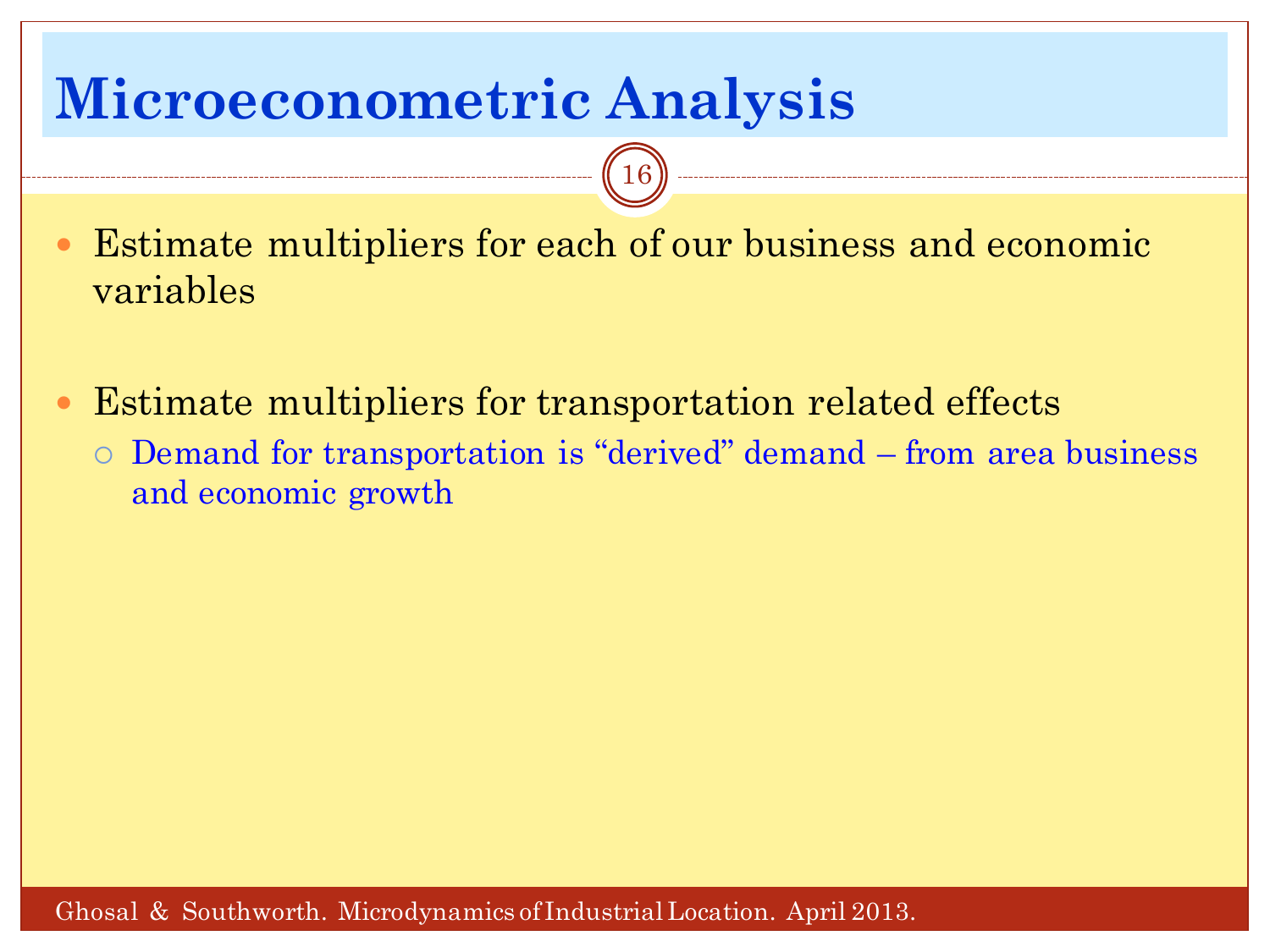# Microeconometric Analysis

- Estimate multipliers for each of our business and economic variables

- Estimate multipliers for transportation related effects
  - Demand for transportation is "derived" demand – from area business and economic growth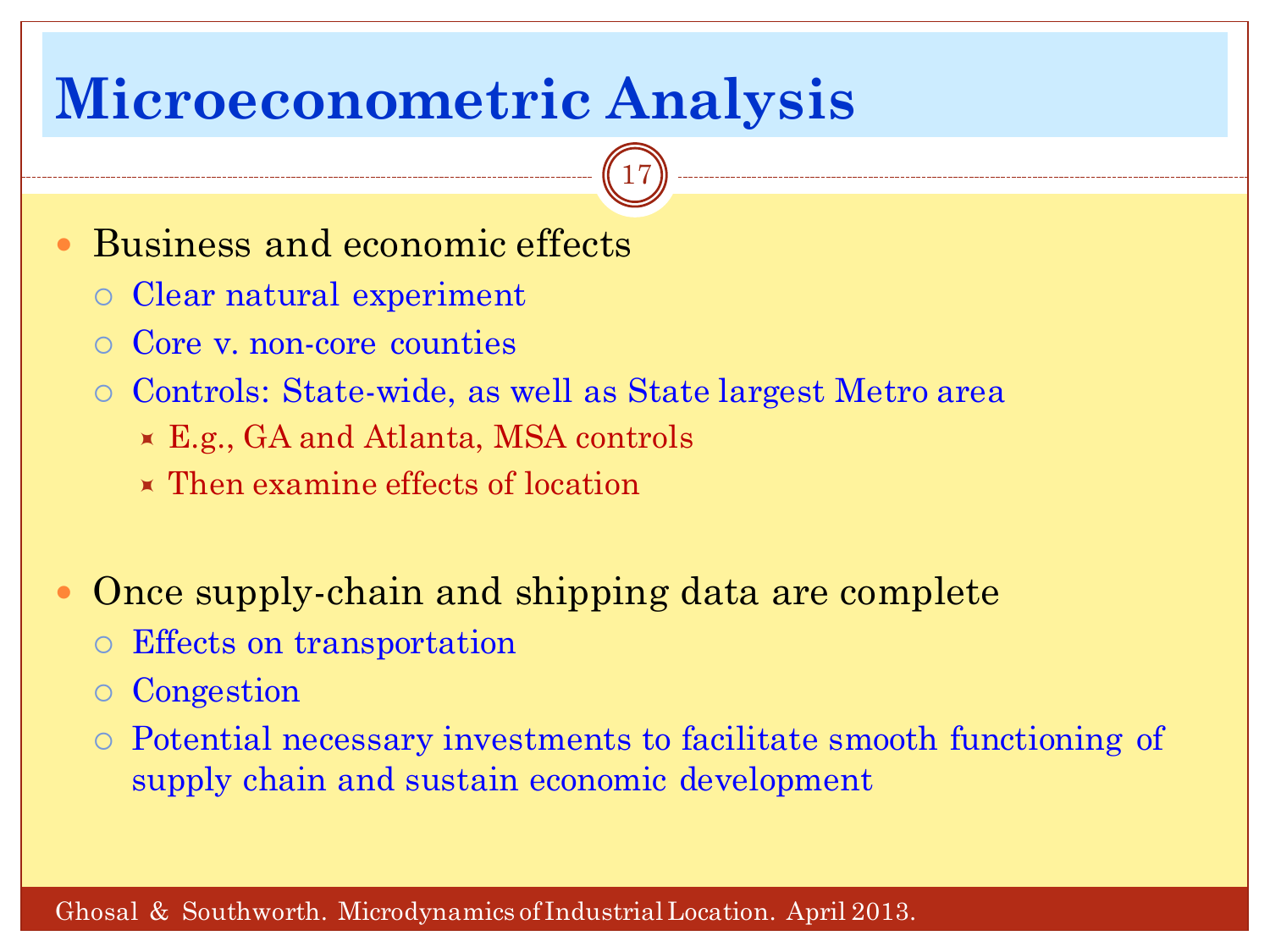# Microeconometric Analysis

- Business and economic effects
  - Clear natural experiment
  - Core v. non-core counties
  - Controls: State-wide, as well as State largest Metro area
    - E.g., GA and Atlanta, MSA controls
    - Then examine effects of location

- Once supply-chain and shipping data are complete
  - Effects on transportation
  - Congestion
  - Potential necessary investments to facilitate smooth functioning of supply chain and sustain economic development